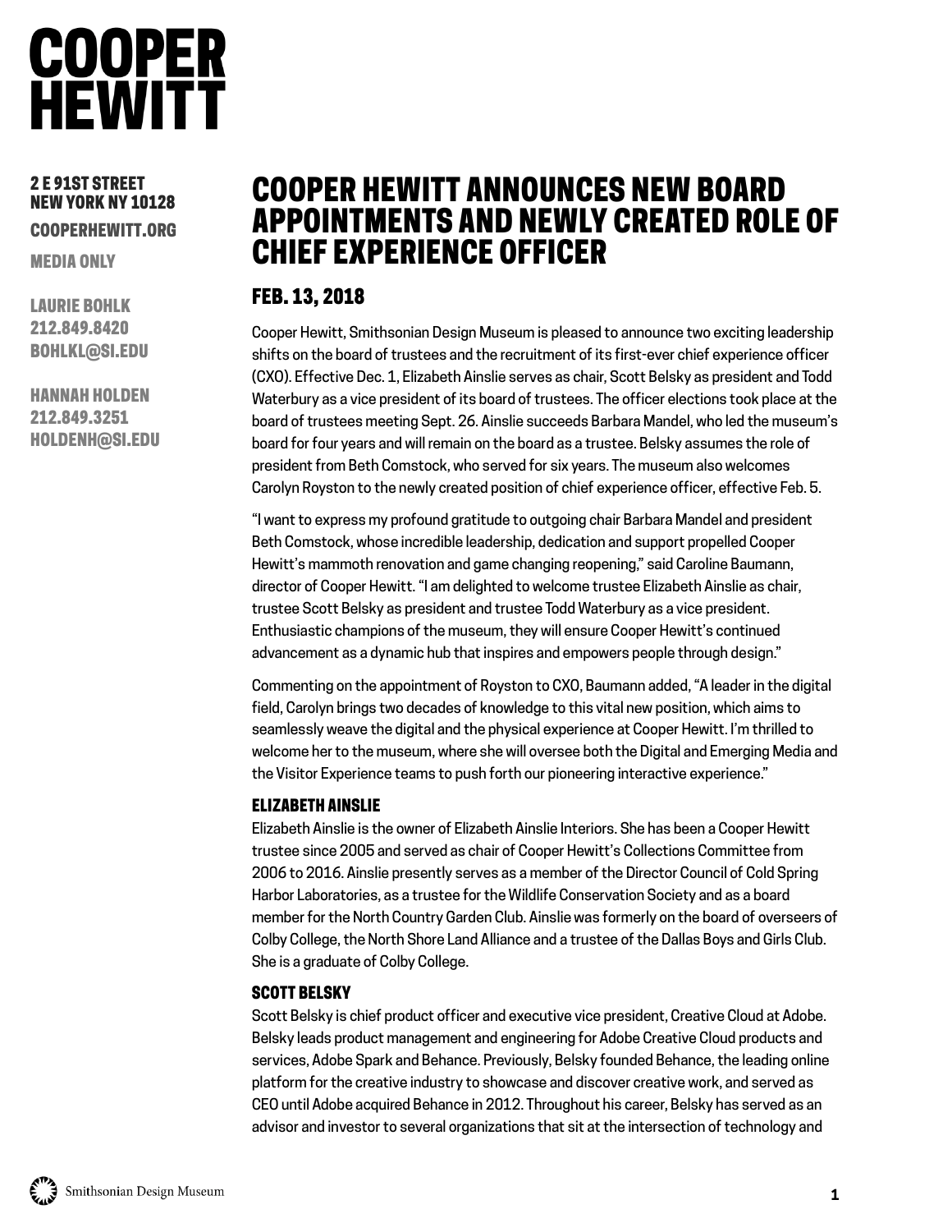# COOPER HEWITT

**2 E 91ST STREET**
**NEW YORK NY 10128**

**COOPERHEWITT.ORG**

**MEDIA ONLY**

**LAURIE BOHLK**
**212.849.8420**
**BOHLKL@SI.EDU**

**HANNAH HOLDEN**
**212.849.3251**
**HOLDENH@SI.EDU**

# COOPER HEWITT ANNOUNCES NEW BOARD APPOINTMENTS AND NEWLY CREATED ROLE OF CHIEF EXPERIENCE OFFICER

## FEB. 13, 2018

Cooper Hewitt, Smithsonian Design Museum is pleased to announce two exciting leadership shifts on the board of trustees and the recruitment of its first-ever chief experience officer (CXO). Effective Dec. 1, Elizabeth Ainslie serves as chair, Scott Belsky as president and Todd Waterbury as a vice president of its board of trustees. The officer elections took place at the board of trustees meeting Sept. 26. Ainslie succeeds Barbara Mandel, who led the museum's board for four years and will remain on the board as a trustee. Belsky assumes the role of president from Beth Comstock, who served for six years. The museum also welcomes Carolyn Royston to the newly created position of chief experience officer, effective Feb. 5.

"I want to express my profound gratitude to outgoing chair Barbara Mandel and president Beth Comstock, whose incredible leadership, dedication and support propelled Cooper Hewitt's mammoth renovation and game changing reopening," said Caroline Baumann, director of Cooper Hewitt. "I am delighted to welcome trustee Elizabeth Ainslie as chair, trustee Scott Belsky as president and trustee Todd Waterbury as a vice president. Enthusiastic champions of the museum, they will ensure Cooper Hewitt's continued advancement as a dynamic hub that inspires and empowers people through design."

Commenting on the appointment of Royston to CXO, Baumann added, "A leader in the digital field, Carolyn brings two decades of knowledge to this vital new position, which aims to seamlessly weave the digital and the physical experience at Cooper Hewitt. I'm thrilled to welcome her to the museum, where she will oversee both the Digital and Emerging Media and the Visitor Experience teams to push forth our pioneering interactive experience."

### ELIZABETH AINSLIE

Elizabeth Ainslie is the owner of Elizabeth Ainslie Interiors. She has been a Cooper Hewitt trustee since 2005 and served as chair of Cooper Hewitt's Collections Committee from 2006 to 2016. Ainslie presently serves as a member of the Director Council of Cold Spring Harbor Laboratories, as a trustee for the Wildlife Conservation Society and as a board member for the North Country Garden Club. Ainslie was formerly on the board of overseers of Colby College, the North Shore Land Alliance and a trustee of the Dallas Boys and Girls Club. She is a graduate of Colby College.

### SCOTT BELSKY

Scott Belsky is chief product officer and executive vice president, Creative Cloud at Adobe. Belsky leads product management and engineering for Adobe Creative Cloud products and services, Adobe Spark and Behance. Previously, Belsky founded Behance, the leading online platform for the creative industry to showcase and discover creative work, and served as CEO until Adobe acquired Behance in 2012. Throughout his career, Belsky has served as an advisor and investor to several organizations that sit at the intersection of technology and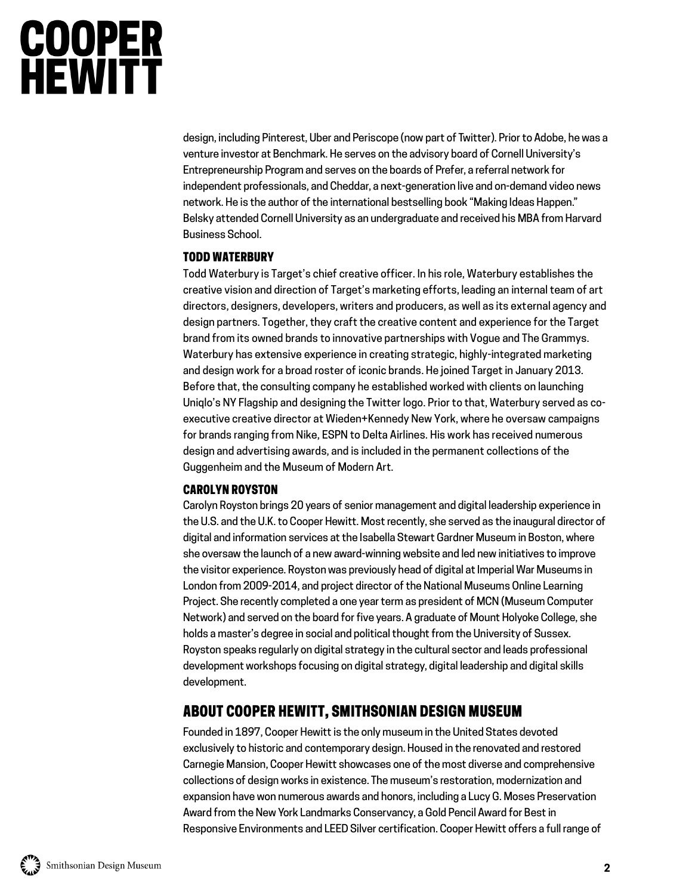design, including Pinterest, Uber and Periscope (now part of Twitter). Prior to Adobe, he was a venture investor at Benchmark. He serves on the advisory board of Cornell University's Entrepreneurship Program and serves on the boards of Prefer, a referral network for independent professionals, and Cheddar, a next-generation live and on-demand video news network. He is the author of the international bestselling book "Making Ideas Happen." Belsky attended Cornell University as an undergraduate and received his MBA from Harvard Business School.

### TODD WATERBURY

Todd Waterbury is Target's chief creative officer. In his role, Waterbury establishes the creative vision and direction of Target's marketing efforts, leading an internal team of art directors, designers, developers, writers and producers, as well as its external agency and design partners. Together, they craft the creative content and experience for the Target brand from its owned brands to innovative partnerships with Vogue and The Grammys. Waterbury has extensive experience in creating strategic, highly-integrated marketing and design work for a broad roster of iconic brands. He joined Target in January 2013. Before that, the consulting company he established worked with clients on launching Uniqlo's NY Flagship and designing the Twitter logo. Prior to that, Waterbury served as co-executive creative director at Wieden+Kennedy New York, where he oversaw campaigns for brands ranging from Nike, ESPN to Delta Airlines. His work has received numerous design and advertising awards, and is included in the permanent collections of the Guggenheim and the Museum of Modern Art.

### CAROLYN ROYSTON

Carolyn Royston brings 20 years of senior management and digital leadership experience in the U.S. and the U.K. to Cooper Hewitt. Most recently, she served as the inaugural director of digital and information services at the Isabella Stewart Gardner Museum in Boston, where she oversaw the launch of a new award-winning website and led new initiatives to improve the visitor experience. Royston was previously head of digital at Imperial War Museums in London from 2009-2014, and project director of the National Museums Online Learning Project. She recently completed a one year term as president of MCN (Museum Computer Network) and served on the board for five years. A graduate of Mount Holyoke College, she holds a master's degree in social and political thought from the University of Sussex. Royston speaks regularly on digital strategy in the cultural sector and leads professional development workshops focusing on digital strategy, digital leadership and digital skills development.

## ABOUT COOPER HEWITT, SMITHSONIAN DESIGN MUSEUM

Founded in 1897, Cooper Hewitt is the only museum in the United States devoted exclusively to historic and contemporary design. Housed in the renovated and restored Carnegie Mansion, Cooper Hewitt showcases one of the most diverse and comprehensive collections of design works in existence. The museum's restoration, modernization and expansion have won numerous awards and honors, including a Lucy G. Moses Preservation Award from the New York Landmarks Conservancy, a Gold Pencil Award for Best in Responsive Environments and LEED Silver certification. Cooper Hewitt offers a full range of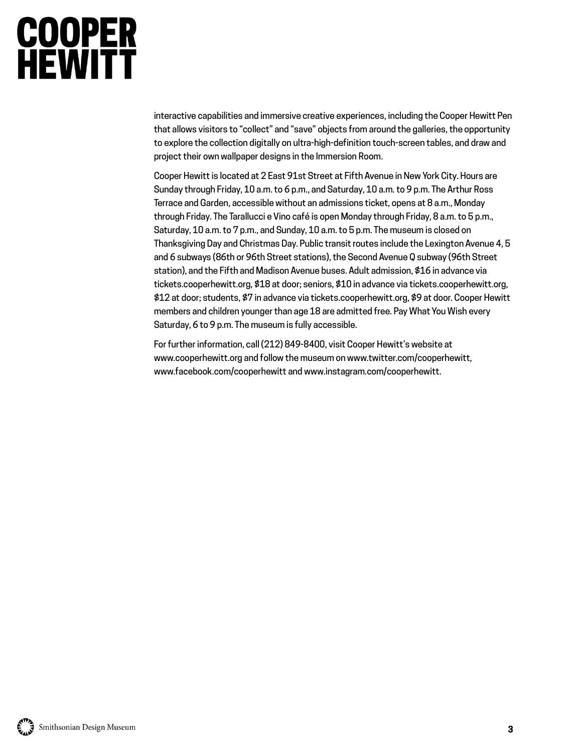interactive capabilities and immersive creative experiences, including the Cooper Hewitt Pen that allows visitors to "collect" and "save" objects from around the galleries, the opportunity to explore the collection digitally on ultra-high-definition touch-screen tables, and draw and project their own wallpaper designs in the Immersion Room.

Cooper Hewitt is located at 2 East 91st Street at Fifth Avenue in New York City. Hours are Sunday through Friday, 10 a.m. to 6 p.m., and Saturday, 10 a.m. to 9 p.m. The Arthur Ross Terrace and Garden, accessible without an admissions ticket, opens at 8 a.m., Monday through Friday. The Tarallucci e Vino café is open Monday through Friday, 8 a.m. to 5 p.m., Saturday, 10 a.m. to 7 p.m., and Sunday, 10 a.m. to 5 p.m. The museum is closed on Thanksgiving Day and Christmas Day. Public transit routes include the Lexington Avenue 4, 5 and 6 subways (86th or 96th Street stations), the Second Avenue Q subway (96th Street station), and the Fifth and Madison Avenue buses. Adult admission, $16 in advance via tickets.cooperhewitt.org, $18 at door; seniors, $10 in advance via tickets.cooperhewitt.org, $12 at door; students, $7 in advance via tickets.cooperhewitt.org, $9 at door. Cooper Hewitt members and children younger than age 18 are admitted free. Pay What You Wish every Saturday, 6 to 9 p.m. The museum is fully accessible.

For further information, call (212) 849-8400, visit Cooper Hewitt's website at www.cooperhewitt.org and follow the museum on www.twitter.com/cooperhewitt, www.facebook.com/cooperhewitt and www.instagram.com/cooperhewitt.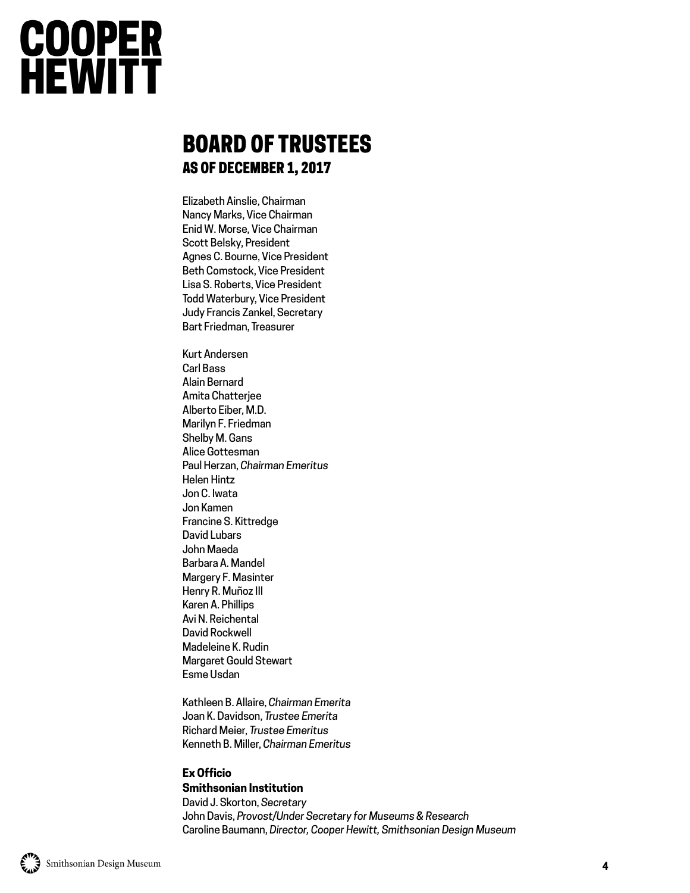# COOPER HEWITT

## BOARD OF TRUSTEES
### AS OF DECEMBER 1, 2017

Elizabeth Ainslie, Chairman
Nancy Marks, Vice Chairman
Enid W. Morse, Vice Chairman
Scott Belsky, President
Agnes C. Bourne, Vice President
Beth Comstock, Vice President
Lisa S. Roberts, Vice President
Todd Waterbury, Vice President
Judy Francis Zankel, Secretary
Bart Friedman, Treasurer

Kurt Andersen
Carl Bass
Alain Bernard
Amita Chatterjee
Alberto Eiber, M.D.
Marilyn F. Friedman
Shelby M. Gans
Alice Gottesman
Paul Herzan, *Chairman Emeritus*
Helen Hintz
Jon C. Iwata
Jon Kamen
Francine S. Kittredge
David Lubars
John Maeda
Barbara A. Mandel
Margery F. Masinter
Henry R. Muñoz III
Karen A. Phillips
Avi N. Reichental
David Rockwell
Madeleine K. Rudin
Margaret Gould Stewart
Esme Usdan

Kathleen B. Allaire, *Chairman Emerita*
Joan K. Davidson, *Trustee Emerita*
Richard Meier, *Trustee Emeritus*
Kenneth B. Miller, *Chairman Emeritus*

**Ex Officio**
**Smithsonian Institution**
David J. Skorton, *Secretary*
John Davis, *Provost/Under Secretary for Museums & Research*
Caroline Baumann, *Director, Cooper Hewitt, Smithsonian Design Museum*